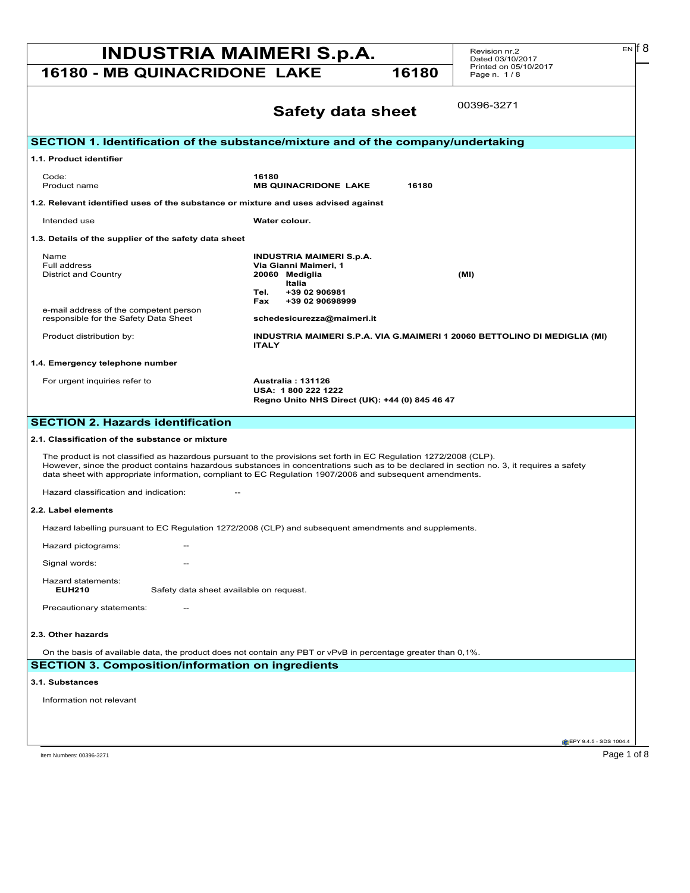# INDUSTRIA MAIMERI S.p.A.

## 16180 - MB QUINACRIDONE LAKE 16180

Revision nr.2
Dated 03/10/2017
Printed on 05/10/2017

# Safety data sheet

00396-3271

## SECTION 1. Identification of the substance/mixture and of the company/undertaking

### 1.1. Product identifier

| | |
|---|---|
| Code: | **16180** |
| Product name | **MB QUINACRIDONE LAKE 16180** |

### 1.2. Relevant identified uses of the substance or mixture and uses advised against

| | |
|---|---|
| Intended use | **Water colour.** |

### 1.3. Details of the supplier of the safety data sheet

| | |
|---|---|
| Name | **INDUSTRIA MAIMERI S.p.A.** |
| Full address | **Via Gianni Maimeri, 1** |
| District and Country | **20060 Mediglia (MI)** <br> **Italia** <br> **Tel. +39 02 906981** <br> **Fax +39 02 90698999** |
| e-mail address of the competent person responsible for the Safety Data Sheet | **schedesicurezza@maimeri.it** |
| Product distribution by: | **INDUSTRIA MAIMERI S.P.A. VIA G.MAIMERI 1 20060 BETTOLINO DI MEDIGLIA (MI) ITALY** |

### 1.4. Emergency telephone number

| | |
|---|---|
| For urgent inquiries refer to | **Australia : 131126** <br> **USA: 1 800 222 1222** <br> **Regno Unito NHS Direct (UK): +44 (0) 845 46 47** |

## SECTION 2. Hazards identification

### 2.1. Classification of the substance or mixture

The product is not classified as hazardous pursuant to the provisions set forth in EC Regulation 1272/2008 (CLP).
However, since the product contains hazardous substances in concentrations such as to be declared in section no. 3, it requires a safety data sheet with appropriate information, compliant to EC Regulation 1907/2006 and subsequent amendments.

Hazard classification and indication: --

### 2.2. Label elements

Hazard labelling pursuant to EC Regulation 1272/2008 (CLP) and subsequent amendments and supplements.

Hazard pictograms: --

Signal words: --

Hazard statements:
**EUH210** Safety data sheet available on request.

Precautionary statements: --

### 2.3. Other hazards

On the basis of available data, the product does not contain any PBT or vPvB in percentage greater than 0,1%.

## SECTION 3. Composition/information on ingredients

### 3.1. Substances

Information not relevant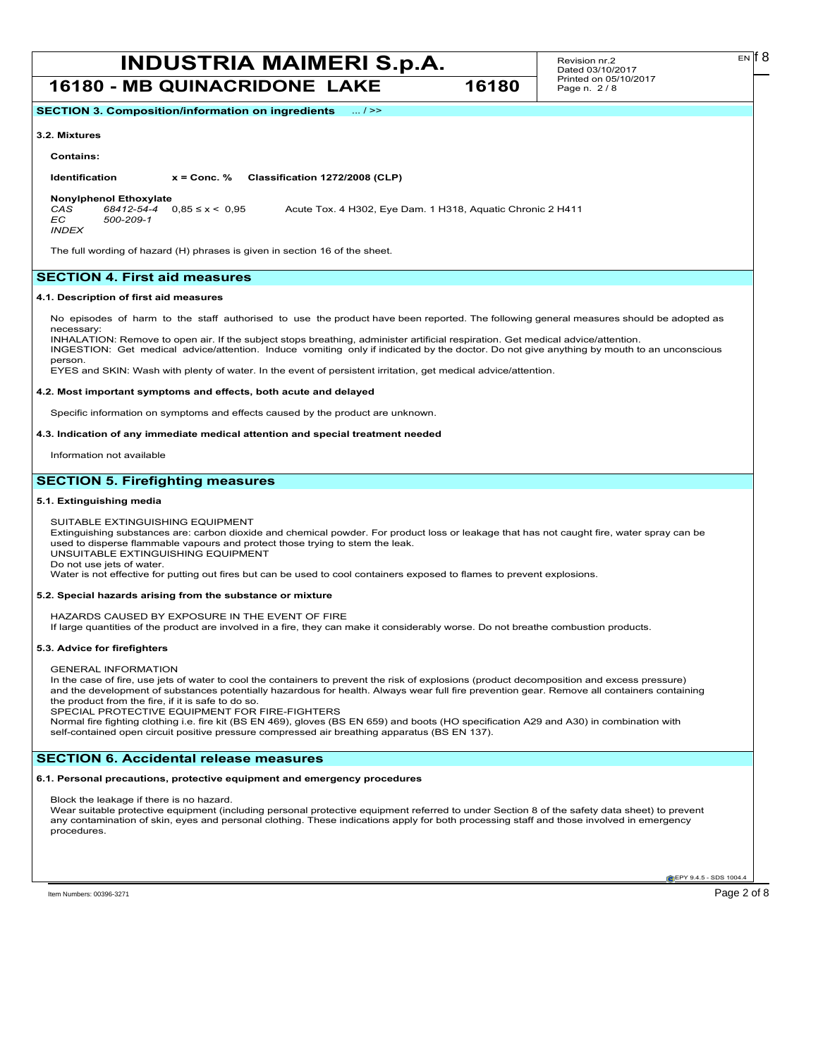## SECTION 3. Composition/information on ingredients ... / >>

### 3.2. Mixtures

**Contains:**

| Identification | x = Conc. % | Classification 1272/2008 (CLP) |
|---|---|---|
| **Nonylphenol Ethoxylate** | | |
| *CAS* *68412-54-4* | 0,85 ≤ x < 0,95 | Acute Tox. 4 H302, Eye Dam. 1 H318, Aquatic Chronic 2 H411 |
| *EC* *500-209-1* | | |
| *INDEX* | | |

The full wording of hazard (H) phrases is given in section 16 of the sheet.

## SECTION 4. First aid measures

### 4.1. Description of first aid measures

No episodes of harm to the staff authorised to use the product have been reported. The following general measures should be adopted as necessary:
INHALATION: Remove to open air. If the subject stops breathing, administer artificial respiration. Get medical advice/attention.
INGESTION: Get medical advice/attention. Induce vomiting only if indicated by the doctor. Do not give anything by mouth to an unconscious person.
EYES and SKIN: Wash with plenty of water. In the event of persistent irritation, get medical advice/attention.

### 4.2. Most important symptoms and effects, both acute and delayed

Specific information on symptoms and effects caused by the product are unknown.

### 4.3. Indication of any immediate medical attention and special treatment needed

Information not available

## SECTION 5. Firefighting measures

### 5.1. Extinguishing media

SUITABLE EXTINGUISHING EQUIPMENT
Extinguishing substances are: carbon dioxide and chemical powder. For product loss or leakage that has not caught fire, water spray can be used to disperse flammable vapours and protect those trying to stem the leak.
UNSUITABLE EXTINGUISHING EQUIPMENT
Do not use jets of water.
Water is not effective for putting out fires but can be used to cool containers exposed to flames to prevent explosions.

### 5.2. Special hazards arising from the substance or mixture

HAZARDS CAUSED BY EXPOSURE IN THE EVENT OF FIRE
If large quantities of the product are involved in a fire, they can make it considerably worse. Do not breathe combustion products.

### 5.3. Advice for firefighters

GENERAL INFORMATION
In the case of fire, use jets of water to cool the containers to prevent the risk of explosions (product decomposition and excess pressure) and the development of substances potentially hazardous for health. Always wear full fire prevention gear. Remove all containers containing the product from the fire, if it is safe to do so.
SPECIAL PROTECTIVE EQUIPMENT FOR FIRE-FIGHTERS
Normal fire fighting clothing i.e. fire kit (BS EN 469), gloves (BS EN 659) and boots (HO specification A29 and A30) in combination with self-contained open circuit positive pressure compressed air breathing apparatus (BS EN 137).

## SECTION 6. Accidental release measures

### 6.1. Personal precautions, protective equipment and emergency procedures

Block the leakage if there is no hazard.
Wear suitable protective equipment (including personal protective equipment referred to under Section 8 of the safety data sheet) to prevent any contamination of skin, eyes and personal clothing. These indications apply for both processing staff and those involved in emergency procedures.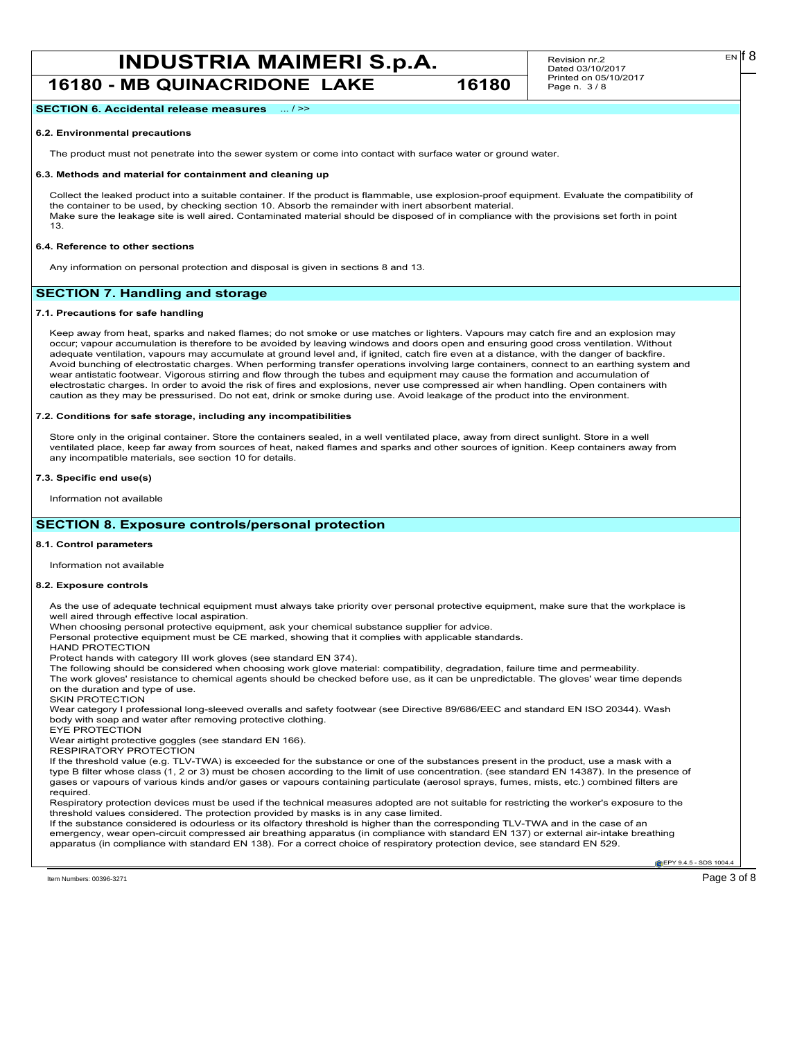**SECTION 6. Accidental release measures** ... / >>

**6.2. Environmental precautions**

The product must not penetrate into the sewer system or come into contact with surface water or ground water.

**6.3. Methods and material for containment and cleaning up**

Collect the leaked product into a suitable container. If the product is flammable, use explosion-proof equipment. Evaluate the compatibility of the container to be used, by checking section 10. Absorb the remainder with inert absorbent material.
Make sure the leakage site is well aired. Contaminated material should be disposed of in compliance with the provisions set forth in point 13.

**6.4. Reference to other sections**

Any information on personal protection and disposal is given in sections 8 and 13.

## SECTION 7. Handling and storage

**7.1. Precautions for safe handling**

Keep away from heat, sparks and naked flames; do not smoke or use matches or lighters. Vapours may catch fire and an explosion may occur; vapour accumulation is therefore to be avoided by leaving windows and doors open and ensuring good cross ventilation. Without adequate ventilation, vapours may accumulate at ground level and, if ignited, catch fire even at a distance, with the danger of backfire. Avoid bunching of electrostatic charges. When performing transfer operations involving large containers, connect to an earthing system and wear antistatic footwear. Vigorous stirring and flow through the tubes and equipment may cause the formation and accumulation of electrostatic charges. In order to avoid the risk of fires and explosions, never use compressed air when handling. Open containers with caution as they may be pressurised. Do not eat, drink or smoke during use. Avoid leakage of the product into the environment.

**7.2. Conditions for safe storage, including any incompatibilities**

Store only in the original container. Store the containers sealed, in a well ventilated place, away from direct sunlight. Store in a well ventilated place, keep far away from sources of heat, naked flames and sparks and other sources of ignition. Keep containers away from any incompatible materials, see section 10 for details.

**7.3. Specific end use(s)**

Information not available

## SECTION 8. Exposure controls/personal protection

**8.1. Control parameters**

Information not available

**8.2. Exposure controls**

As the use of adequate technical equipment must always take priority over personal protective equipment, make sure that the workplace is well aired through effective local aspiration.
When choosing personal protective equipment, ask your chemical substance supplier for advice.
Personal protective equipment must be CE marked, showing that it complies with applicable standards.
HAND PROTECTION
Protect hands with category III work gloves (see standard EN 374).
The following should be considered when choosing work glove material: compatibility, degradation, failure time and permeability.
The work gloves' resistance to chemical agents should be checked before use, as it can be unpredictable. The gloves' wear time depends on the duration and type of use.
SKIN PROTECTION
Wear category I professional long-sleeved overalls and safety footwear (see Directive 89/686/EEC and standard EN ISO 20344). Wash body with soap and water after removing protective clothing.
EYE PROTECTION
Wear airtight protective goggles (see standard EN 166).
RESPIRATORY PROTECTION
If the threshold value (e.g. TLV-TWA) is exceeded for the substance or one of the substances present in the product, use a mask with a type B filter whose class (1, 2 or 3) must be chosen according to the limit of use concentration. (see standard EN 14387). In the presence of gases or vapours of various kinds and/or gases or vapours containing particulate (aerosol sprays, fumes, mists, etc.) combined filters are required.
Respiratory protection devices must be used if the technical measures adopted are not suitable for restricting the worker's exposure to the threshold values considered. The protection provided by masks is in any case limited.
If the substance considered is odourless or its olfactory threshold is higher than the corresponding TLV-TWA and in the case of an emergency, wear open-circuit compressed air breathing apparatus (in compliance with standard EN 137) or external air-intake breathing apparatus (in compliance with standard EN 138). For a correct choice of respiratory protection device, see standard EN 529.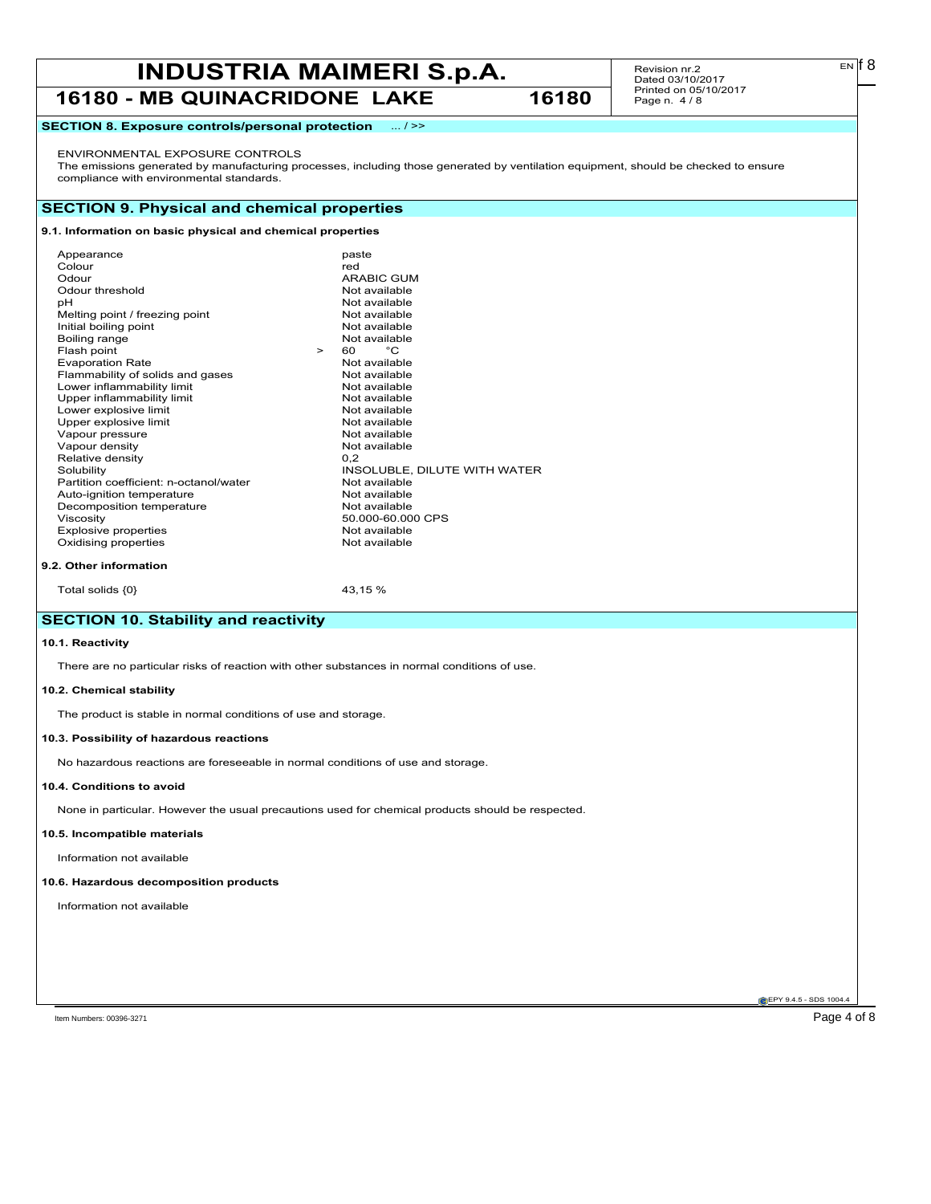## SECTION 8. Exposure controls/personal protection ... / >>

ENVIRONMENTAL EXPOSURE CONTROLS
The emissions generated by manufacturing processes, including those generated by ventilation equipment, should be checked to ensure compliance with environmental standards.

## SECTION 9. Physical and chemical properties

### 9.1. Information on basic physical and chemical properties

| | |
|---|---|
| Appearance | paste |
| Colour | red |
| Odour | ARABIC GUM |
| Odour threshold | Not available |
| pH | Not available |
| Melting point / freezing point | Not available |
| Initial boiling point | Not available |
| Boiling range | Not available |
| Flash point | > 60 °C |
| Evaporation Rate | Not available |
| Flammability of solids and gases | Not available |
| Lower inflammability limit | Not available |
| Upper inflammability limit | Not available |
| Lower explosive limit | Not available |
| Upper explosive limit | Not available |
| Vapour pressure | Not available |
| Vapour density | Not available |
| Relative density | 0,2 |
| Solubility | INSOLUBLE, DILUTE WITH WATER |
| Partition coefficient: n-octanol/water | Not available |
| Auto-ignition temperature | Not available |
| Decomposition temperature | Not available |
| Viscosity | 50.000-60.000 CPS |
| Explosive properties | Not available |
| Oxidising properties | Not available |

### 9.2. Other information

| | |
|---|---|
| Total solids {0} | 43,15 % |

## SECTION 10. Stability and reactivity

### 10.1. Reactivity

There are no particular risks of reaction with other substances in normal conditions of use.

### 10.2. Chemical stability

The product is stable in normal conditions of use and storage.

### 10.3. Possibility of hazardous reactions

No hazardous reactions are foreseeable in normal conditions of use and storage.

### 10.4. Conditions to avoid

None in particular. However the usual precautions used for chemical products should be respected.

### 10.5. Incompatible materials

Information not available

### 10.6. Hazardous decomposition products

Information not available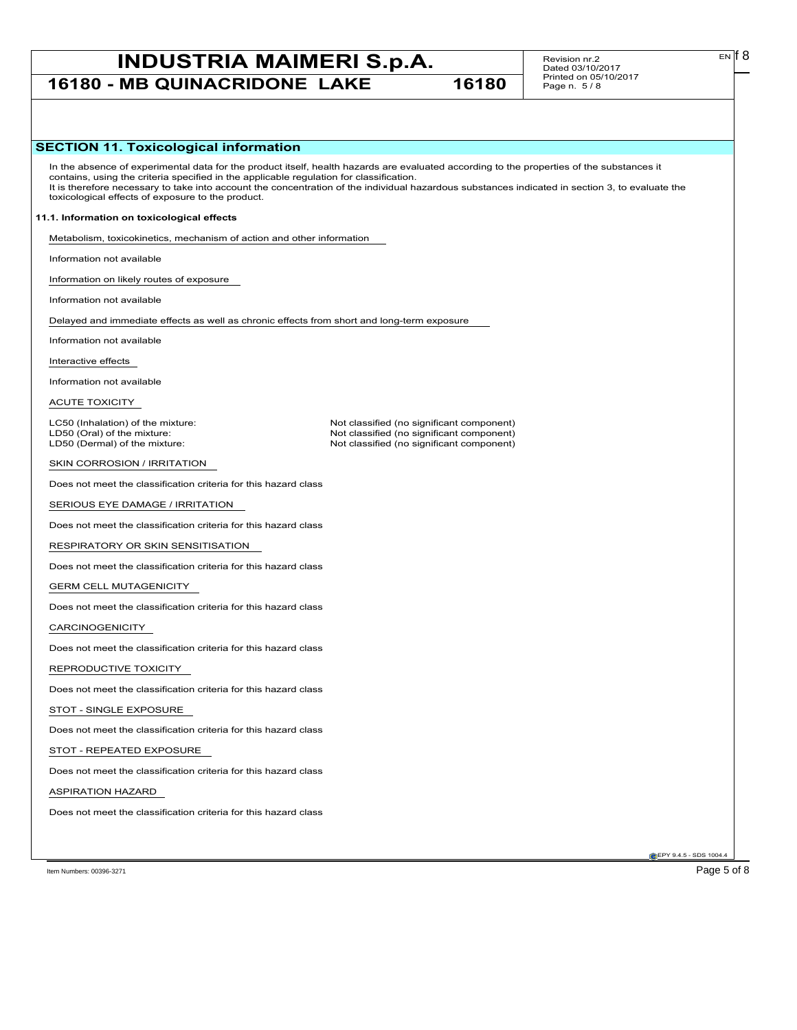## SECTION 11. Toxicological information

In the absence of experimental data for the product itself, health hazards are evaluated according to the properties of the substances it contains, using the criteria specified in the applicable regulation for classification.
It is therefore necessary to take into account the concentration of the individual hazardous substances indicated in section 3, to evaluate the toxicological effects of exposure to the product.

### 11.1. Information on toxicological effects

Metabolism, toxicokinetics, mechanism of action and other information

Information not available

Information on likely routes of exposure

Information not available

Delayed and immediate effects as well as chronic effects from short and long-term exposure

Information not available

Interactive effects

Information not available

ACUTE TOXICITY

| | |
|---|---|
| LC50 (Inhalation) of the mixture: | Not classified (no significant component) |
| LD50 (Oral) of the mixture: | Not classified (no significant component) |
| LD50 (Dermal) of the mixture: | Not classified (no significant component) |

SKIN CORROSION / IRRITATION

Does not meet the classification criteria for this hazard class

SERIOUS EYE DAMAGE / IRRITATION

Does not meet the classification criteria for this hazard class

RESPIRATORY OR SKIN SENSITISATION

Does not meet the classification criteria for this hazard class

GERM CELL MUTAGENICITY

Does not meet the classification criteria for this hazard class

CARCINOGENICITY

Does not meet the classification criteria for this hazard class

REPRODUCTIVE TOXICITY

Does not meet the classification criteria for this hazard class

STOT - SINGLE EXPOSURE

Does not meet the classification criteria for this hazard class

STOT - REPEATED EXPOSURE

Does not meet the classification criteria for this hazard class

ASPIRATION HAZARD

Does not meet the classification criteria for this hazard class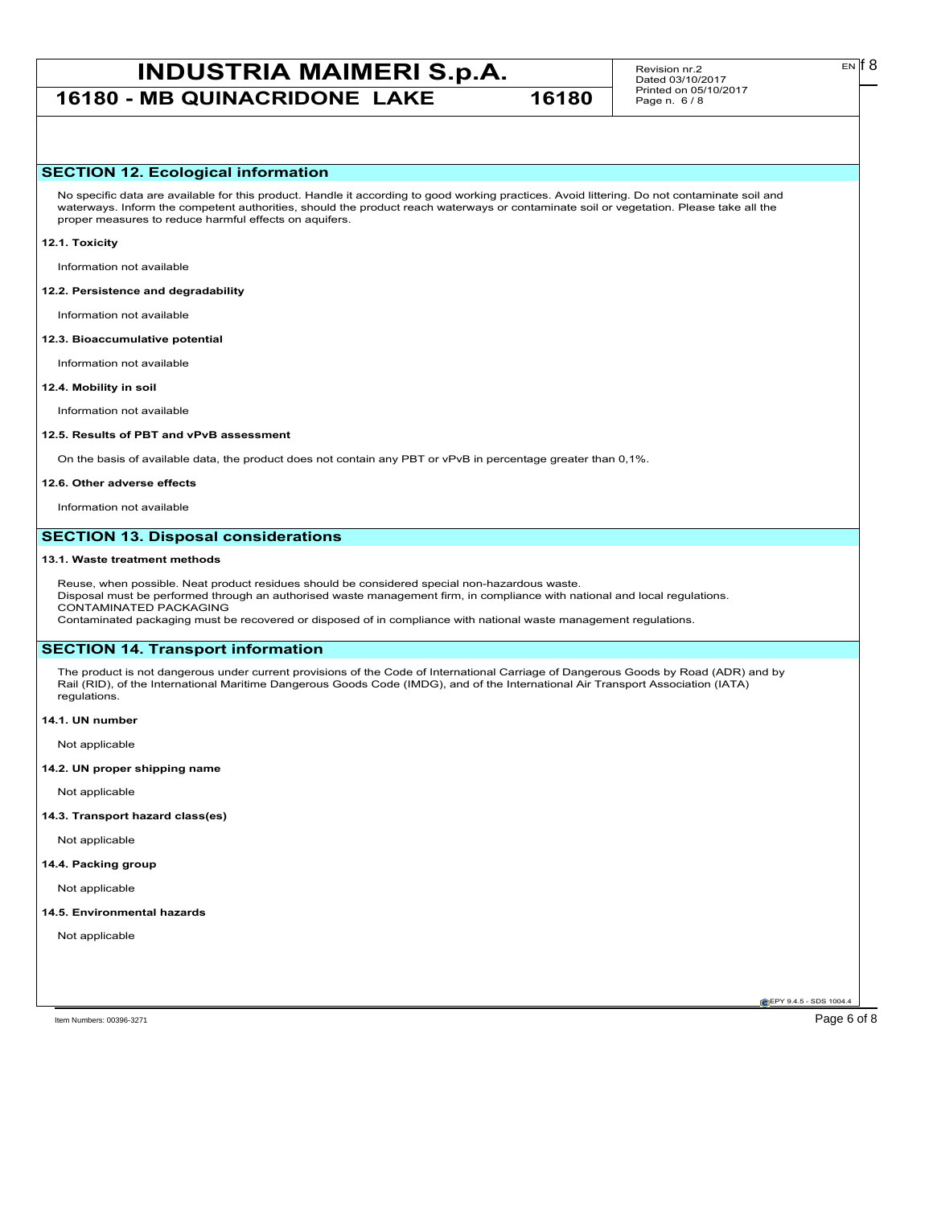## SECTION 12. Ecological information

No specific data are available for this product. Handle it according to good working practices. Avoid littering. Do not contaminate soil and waterways. Inform the competent authorities, should the product reach waterways or contaminate soil or vegetation. Please take all the proper measures to reduce harmful effects on aquifers.

### 12.1. Toxicity

Information not available

### 12.2. Persistence and degradability

Information not available

### 12.3. Bioaccumulative potential

Information not available

### 12.4. Mobility in soil

Information not available

### 12.5. Results of PBT and vPvB assessment

On the basis of available data, the product does not contain any PBT or vPvB in percentage greater than 0,1%.

### 12.6. Other adverse effects

Information not available

## SECTION 13. Disposal considerations

### 13.1. Waste treatment methods

Reuse, when possible. Neat product residues should be considered special non-hazardous waste.
Disposal must be performed through an authorised waste management firm, in compliance with national and local regulations.
CONTAMINATED PACKAGING
Contaminated packaging must be recovered or disposed of in compliance with national waste management regulations.

## SECTION 14. Transport information

The product is not dangerous under current provisions of the Code of International Carriage of Dangerous Goods by Road (ADR) and by Rail (RID), of the International Maritime Dangerous Goods Code (IMDG), and of the International Air Transport Association (IATA) regulations.

### 14.1. UN number

Not applicable

### 14.2. UN proper shipping name

Not applicable

### 14.3. Transport hazard class(es)

Not applicable

### 14.4. Packing group

Not applicable

### 14.5. Environmental hazards

Not applicable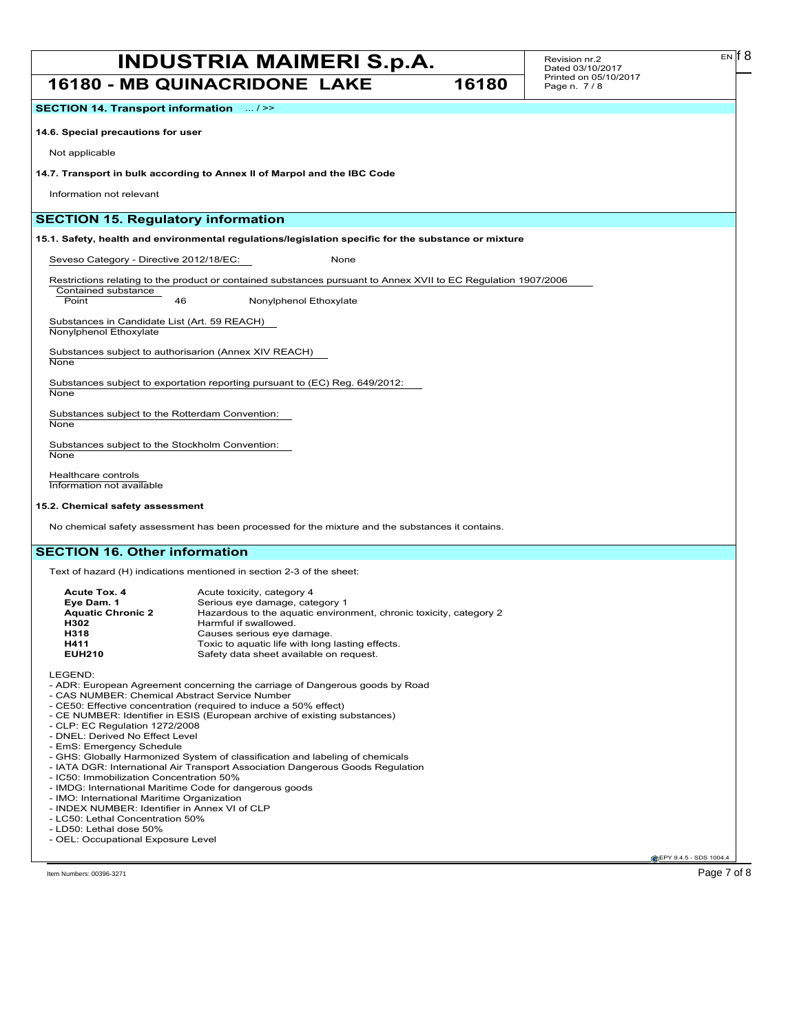## SECTION 14. Transport information ... / >>

### 14.6. Special precautions for user

Not applicable

### 14.7. Transport in bulk according to Annex II of Marpol and the IBC Code

Information not relevant

## SECTION 15. Regulatory information

### 15.1. Safety, health and environmental regulations/legislation specific for the substance or mixture

Seveso Category - Directive 2012/18/EC: None

Restrictions relating to the product or contained substances pursuant to Annex XVII to EC Regulation 1907/2006

Contained substance

Point 46 Nonylphenol Ethoxylate

Substances in Candidate List (Art. 59 REACH)

Nonylphenol Ethoxylate

Substances subject to authorisarion (Annex XIV REACH)

None

Substances subject to exportation reporting pursuant to (EC) Reg. 649/2012:

None

Substances subject to the Rotterdam Convention:

None

Substances subject to the Stockholm Convention:

None

Healthcare controls

Information not available

### 15.2. Chemical safety assessment

No chemical safety assessment has been processed for the mixture and the substances it contains.

## SECTION 16. Other information

Text of hazard (H) indications mentioned in section 2-3 of the sheet:

| | |
|---|---|
| **Acute Tox. 4** | Acute toxicity, category 4 |
| **Eye Dam. 1** | Serious eye damage, category 1 |
| **Aquatic Chronic 2** | Hazardous to the aquatic environment, chronic toxicity, category 2 |
| **H302** | Harmful if swallowed. |
| **H318** | Causes serious eye damage. |
| **H411** | Toxic to aquatic life with long lasting effects. |
| **EUH210** | Safety data sheet available on request. |

LEGEND:

- ADR: European Agreement concerning the carriage of Dangerous goods by Road
- CAS NUMBER: Chemical Abstract Service Number
- CE50: Effective concentration (required to induce a 50% effect)
- CE NUMBER: Identifier in ESIS (European archive of existing substances)
- CLP: EC Regulation 1272/2008
- DNEL: Derived No Effect Level
- EmS: Emergency Schedule
- GHS: Globally Harmonized System of classification and labeling of chemicals
- IATA DGR: International Air Transport Association Dangerous Goods Regulation
- IC50: Immobilization Concentration 50%
- IMDG: International Maritime Code for dangerous goods
- IMO: International Maritime Organization
- INDEX NUMBER: Identifier in Annex VI of CLP
- LC50: Lethal Concentration 50%
- LD50: Lethal dose 50%
- OEL: Occupational Exposure Level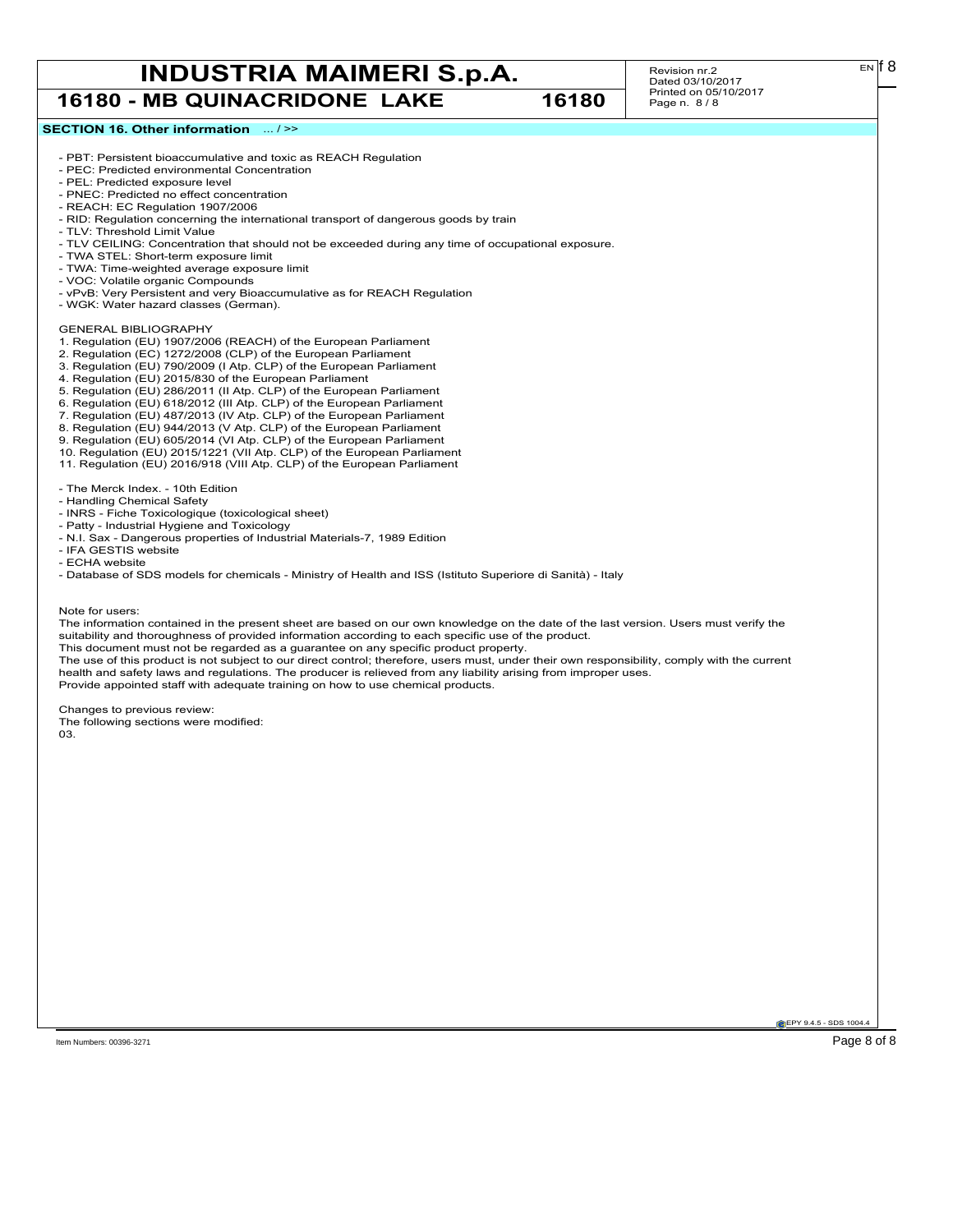## SECTION 16. Other information ... / >>

- PBT: Persistent bioaccumulative and toxic as REACH Regulation
- PEC: Predicted environmental Concentration
- PEL: Predicted exposure level
- PNEC: Predicted no effect concentration
- REACH: EC Regulation 1907/2006
- RID: Regulation concerning the international transport of dangerous goods by train
- TLV: Threshold Limit Value
- TLV CEILING: Concentration that should not be exceeded during any time of occupational exposure.
- TWA STEL: Short-term exposure limit
- TWA: Time-weighted average exposure limit
- VOC: Volatile organic Compounds
- vPvB: Very Persistent and very Bioaccumulative as for REACH Regulation
- WGK: Water hazard classes (German).

GENERAL BIBLIOGRAPHY

1. Regulation (EU) 1907/2006 (REACH) of the European Parliament
2. Regulation (EC) 1272/2008 (CLP) of the European Parliament
3. Regulation (EU) 790/2009 (I Atp. CLP) of the European Parliament
4. Regulation (EU) 2015/830 of the European Parliament
5. Regulation (EU) 286/2011 (II Atp. CLP) of the European Parliament
6. Regulation (EU) 618/2012 (III Atp. CLP) of the European Parliament
7. Regulation (EU) 487/2013 (IV Atp. CLP) of the European Parliament
8. Regulation (EU) 944/2013 (V Atp. CLP) of the European Parliament
9. Regulation (EU) 605/2014 (VI Atp. CLP) of the European Parliament
10. Regulation (EU) 2015/1221 (VII Atp. CLP) of the European Parliament
11. Regulation (EU) 2016/918 (VIII Atp. CLP) of the European Parliament

- The Merck Index. - 10th Edition
- Handling Chemical Safety
- INRS - Fiche Toxicologique (toxicological sheet)
- Patty - Industrial Hygiene and Toxicology
- N.I. Sax - Dangerous properties of Industrial Materials-7, 1989 Edition
- IFA GESTIS website
- ECHA website
- Database of SDS models for chemicals - Ministry of Health and ISS (Istituto Superiore di Sanità) - Italy

Note for users:

The information contained in the present sheet are based on our own knowledge on the date of the last version. Users must verify the suitability and thoroughness of provided information according to each specific use of the product.

This document must not be regarded as a guarantee on any specific product property.

The use of this product is not subject to our direct control; therefore, users must, under their own responsibility, comply with the current health and safety laws and regulations. The producer is relieved from any liability arising from improper uses.

Provide appointed staff with adequate training on how to use chemical products.

Changes to previous review:

The following sections were modified:

03.